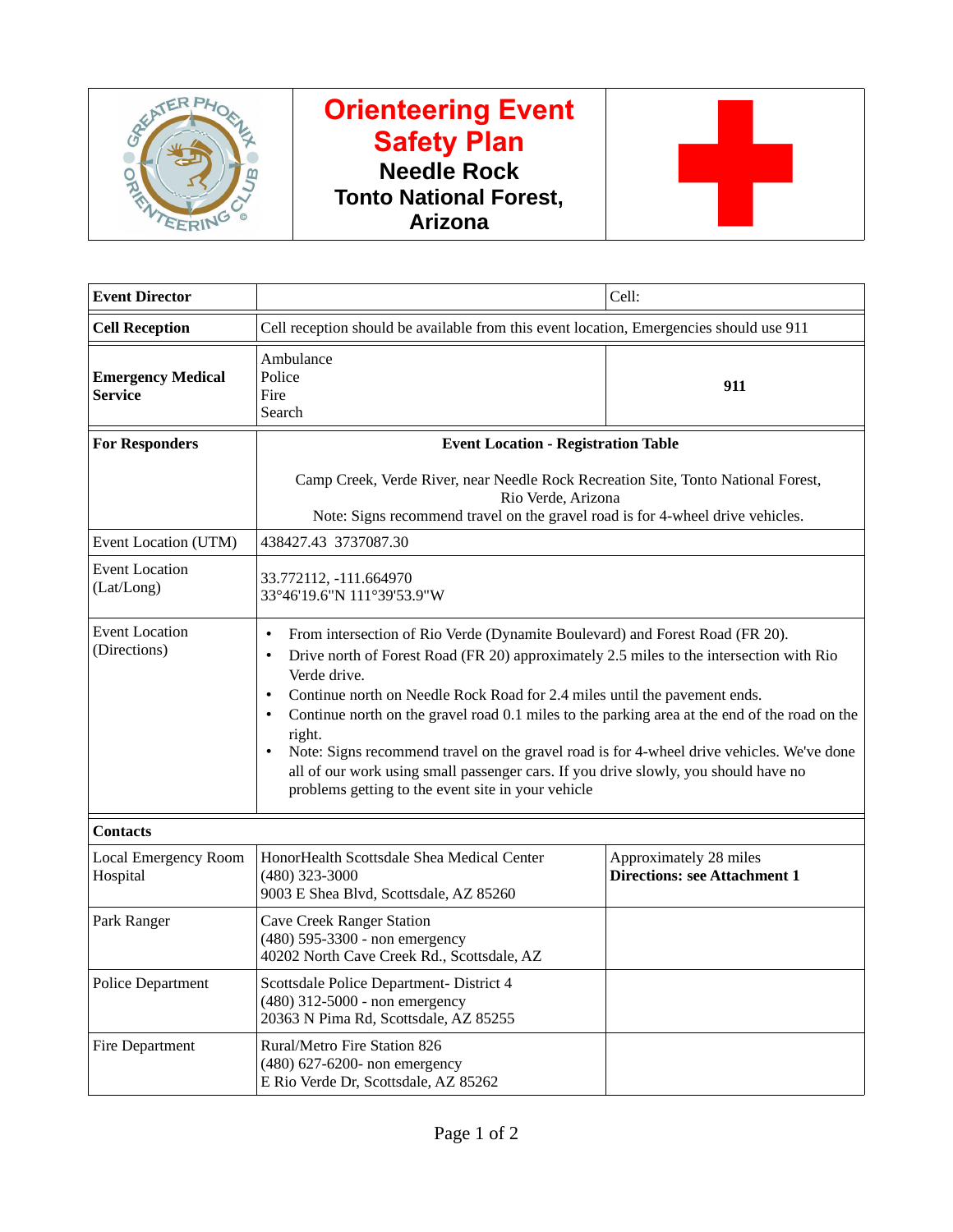# Orienteering Event Safety Plan

## Needle Rock
## Tonto National Forest, Arizona

| **Event Director** | | Cell: |
|---|---|---|
| **Cell Reception** | Cell reception should be available from this event location, Emergencies should use 911 | |
| **Emergency Medical Service** | Ambulance<br>Police<br>Fire<br>Search | **911** |
| **For Responders** | **Event Location - Registration Table**<br><br>Camp Creek, Verde River, near Needle Rock Recreation Site, Tonto National Forest, Rio Verde, Arizona<br>Note: Signs recommend travel on the gravel road is for 4-wheel drive vehicles. | |
| Event Location (UTM) | 438427.43 3737087.30 | |
| Event Location (Lat/Long) | 33.772112, -111.664970<br>33°46'19.6"N 111°39'53.9"W | |
| Event Location (Directions) | • From intersection of Rio Verde (Dynamite Boulevard) and Forest Road (FR 20).<br>• Drive north of Forest Road (FR 20) approximately 2.5 miles to the intersection with Rio Verde drive.<br>• Continue north on Needle Rock Road for 2.4 miles until the pavement ends.<br>• Continue north on the gravel road 0.1 miles to the parking area at the end of the road on the right.<br>• Note: Signs recommend travel on the gravel road is for 4-wheel drive vehicles. We've done all of our work using small passenger cars. If you drive slowly, you should have no problems getting to the event site in your vehicle | |
| **Contacts** | | |
| Local Emergency Room Hospital | HonorHealth Scottsdale Shea Medical Center<br>(480) 323-3000<br>9003 E Shea Blvd, Scottsdale, AZ 85260 | Approximately 28 miles<br>**Directions: see Attachment 1** |
| Park Ranger | Cave Creek Ranger Station<br>(480) 595-3300 - non emergency<br>40202 North Cave Creek Rd., Scottsdale, AZ | |
| Police Department | Scottsdale Police Department- District 4<br>(480) 312-5000 - non emergency<br>20363 N Pima Rd, Scottsdale, AZ 85255 | |
| Fire Department | Rural/Metro Fire Station 826<br>(480) 627-6200- non emergency<br>E Rio Verde Dr, Scottsdale, AZ 85262 | |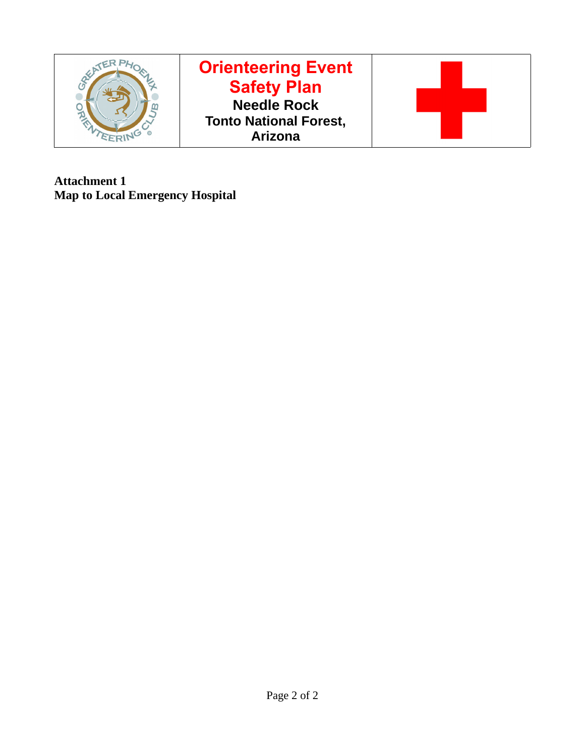| | Orienteering Event Safety Plan<br>**Needle Rock**<br>**Tonto National Forest, Arizona** | |
|---|---|---|

**Attachment 1**
**Map to Local Emergency Hospital**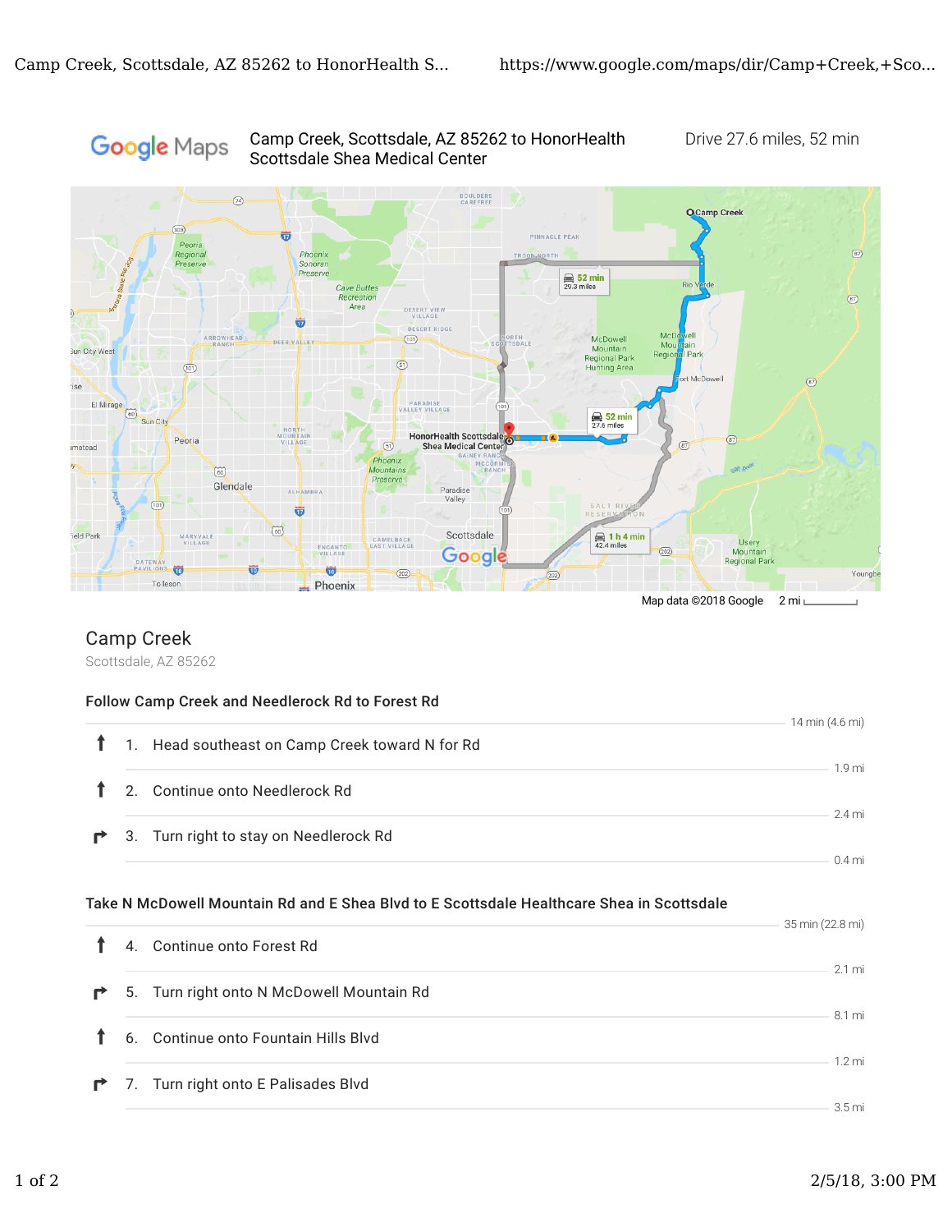Google Maps — Camp Creek, Scottsdale, AZ 85262 to HonorHealth Scottsdale Shea Medical Center — Drive 27.6 miles, 52 min

Map data ©2018 Google 2 mi

## Camp Creek

Scottsdale, AZ 85262

### Follow Camp Creek and Needlerock Rd to Forest Rd

14 min (4.6 mi)

1. Head southeast on Camp Creek toward N for Rd

   1.9 mi

2. Continue onto Needlerock Rd

   2.4 mi

3. Turn right to stay on Needlerock Rd

   0.4 mi

### Take N McDowell Mountain Rd and E Shea Blvd to E Scottsdale Healthcare Shea in Scottsdale

35 min (22.8 mi)

4. Continue onto Forest Rd

   2.1 mi

5. Turn right onto N McDowell Mountain Rd

   8.1 mi

6. Continue onto Fountain Hills Blvd

   1.2 mi

7. Turn right onto E Palisades Blvd

   3.5 mi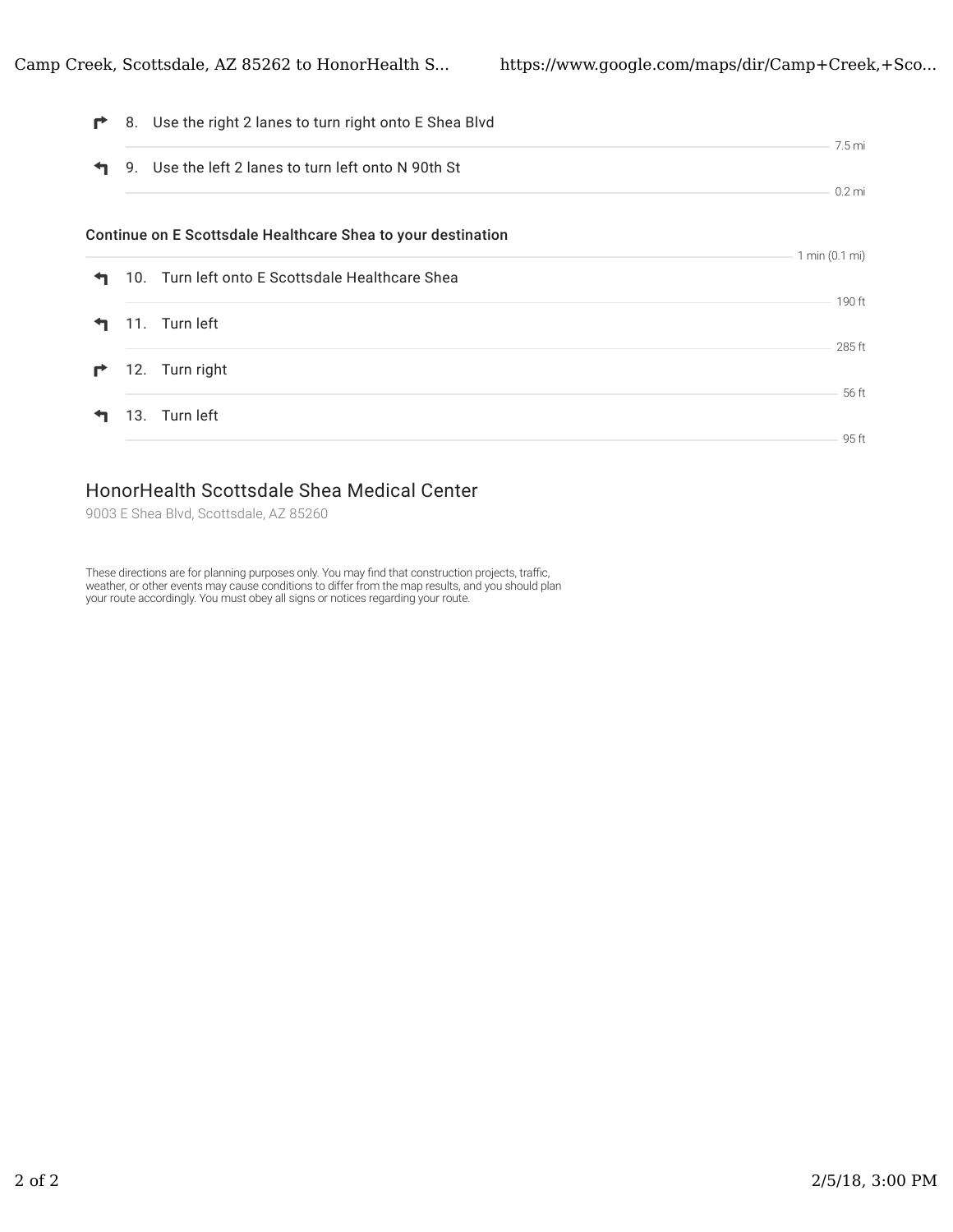8. Use the right 2 lanes to turn right onto E Shea Blvd

7.5 mi

9. Use the left 2 lanes to turn left onto N 90th St

0.2 mi

**Continue on E Scottsdale Healthcare Shea to your destination**

1 min (0.1 mi)

10. Turn left onto E Scottsdale Healthcare Shea

190 ft

11. Turn left

285 ft

12. Turn right

56 ft

13. Turn left

95 ft

## HonorHealth Scottsdale Shea Medical Center

9003 E Shea Blvd, Scottsdale, AZ 85260

These directions are for planning purposes only. You may find that construction projects, traffic, weather, or other events may cause conditions to differ from the map results, and you should plan your route accordingly. You must obey all signs or notices regarding your route.